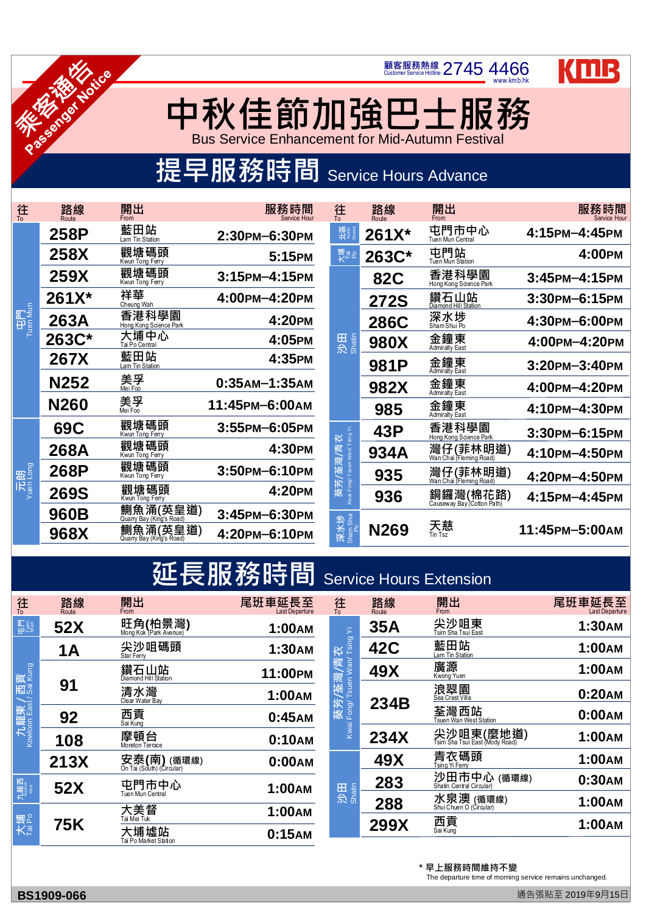乘客通告 Passenger Notice

顧客服務熱線 Customer Service Hotline 2745 4466 www.kmb.hk

KMB

# 中秋佳節加強巴士服務
Bus Service Enhancement for Mid-Autumn Festival

## 提早服務時間 Service Hours Advance

| 往 To | 路線 Route | 開出 From | 服務時間 Service Hour |
|---|---|---|---|
| 屯門 Tuen Mun | 258P | 藍田站 Lam Tin Station | 2:30PM–6:30PM |
| | 258X | 觀塘碼頭 Kwun Tong Ferry | 5:15PM |
| | 259X | 觀塘碼頭 Kwun Tong Ferry | 3:15PM–4:15PM |
| | 261X* | 祥華 Cheung Wah | 4:00PM–4:20PM |
| | 263A | 香港科學園 Hong Kong Science Park | 4:20PM |
| | 263C* | 大埔中心 Tai Po Central | 4:05PM |
| | 267X | 藍田站 Lam Tin Station | 4:35PM |
| | N252 | 美孚 Mei Foo | 0:35AM–1:35AM |
| | N260 | 美孚 Mei Foo | 11:45PM–6:00AM |
| 元朗 Yuen Long | 69C | 觀塘碼頭 Kwun Tong Ferry | 3:55PM–6:05PM |
| | 268A | 觀塘碼頭 Kwun Tong Ferry | 4:30PM |
| | 268P | 觀塘碼頭 Kwun Tong Ferry | 3:50PM–6:10PM |
| | 269S | 觀塘碼頭 Kwun Tong Ferry | 4:20PM |
| | 960B | 鰂魚涌(英皇道) Quarry Bay (King's Road) | 3:45PM–6:30PM |
| | 968X | 鰂魚涌(英皇道) Quarry Bay (King's Road) | 4:20PM–6:10PM |
| 北區 North District | 261X* | 屯門市中心 Tuen Mun Central | 4:15PM–4:45PM |
| 大埔 Tai Po | 263C* | 屯門站 Tuen Mun Station | 4:00PM |
| 沙田 Shatin | 82C | 香港科學園 Hong Kong Science Park | 3:45PM–4:15PM |
| | 272S | 鑽石山站 Diamond Hill Station | 3:30PM–6:15PM |
| | 286C | 深水埗 Sham Shui Po | 4:30PM–6:00PM |
| | 980X | 金鐘東 Admiralty East | 4:00PM–4:20PM |
| | 981P | 金鐘東 Admiralty East | 3:20PM–3:40PM |
| | 982X | 金鐘東 Admiralty East | 4:00PM–4:20PM |
| | 985 | 金鐘東 Admiralty East | 4:10PM–4:30PM |
| 葵芳/荃灣/青衣 Kwai Fong/ Tsuen Wan/ Tsing Yi | 43P | 香港科學園 Hong Kong Science Park | 3:30PM–6:15PM |
| | 934A | 灣仔(菲林明道) Wan Chai (Fleming Road) | 4:10PM–4:50PM |
| | 935 | 灣仔(菲林明道) Wan Chai (Fleming Road) | 4:20PM–4:50PM |
| | 936 | 銅鑼灣(棉花路) Causeway Bay (Cotton Path) | 4:15PM–4:45PM |
| 深水埗 Sham Shui Po | N269 | 天慈 Tin Tsz | 11:45PM–5:00AM |

## 延長服務時間 Service Hours Extension

| 往 To | 路線 Route | 開出 From | 尾班車延長至 Last Departure |
|---|---|---|---|
| 屯門 Tuen Mun | 52X | 旺角(柏景灣) Mong Kok (Park Avenue) | 1:00AM |
| 九龍東/西貢 Kowloon East/ Sai Kung | 1A | 尖沙咀碼頭 Star Ferry | 1:30AM |
| | 91 | 鑽石山站 Diamond Hill Station | 11:00PM |
| | 91 | 清水灣 Clear Water Bay | 1:00AM |
| | 92 | 西貢 Sai Kung | 0:45AM |
| | 108 | 摩頓台 Moreton Terrace | 0:10AM |
| | 213X | 安泰(南) (循環線) On Tai (South) (Circular) | 0:00AM |
| 九龍西 Kowloon West | 52X | 屯門市中心 Tuen Mun Central | 1:00AM |
| 大埔 Tai Po | 75K | 大美督 Tai Mei Tuk | 1:00AM |
| | 75K | 大埔墟站 Tai Po Market Station | 0:15AM |
| 葵芳/荃灣/青衣 Kwai Fong/ Tsuen Wan/ Tsing Yi | 35A | 尖沙咀東 Tsim Sha Tsui East | 1:30AM |
| | 42C | 藍田站 Lam Tin Station | 1:00AM |
| | 49X | 廣源 Kwong Yuen | 1:00AM |
| | 234B | 浪翠園 Sea Crest Villa | 0:20AM |
| | 234B | 荃灣西站 Tsuen Wan West Station | 0:00AM |
| | 234X | 尖沙咀東(麼地道) Tsim Sha Tsui East (Mody Road) | 1:00AM |
| 沙田 Shatin | 49X | 青衣碼頭 Tsing Yi Ferry | 1:00AM |
| | 283 | 沙田市中心 (循環線) Shatin Central Circular) | 0:30AM |
| | 288 | 水泉澳 (循環線) Shui Chuen O (Circular) | 1:00AM |
| | 299X | 西貢 Sai Kung | 1:00AM |

\* 早上服務時間維持不變
The departure time of morning service remains unchanged.

BS1909-066

通告張貼至 2019年9月15日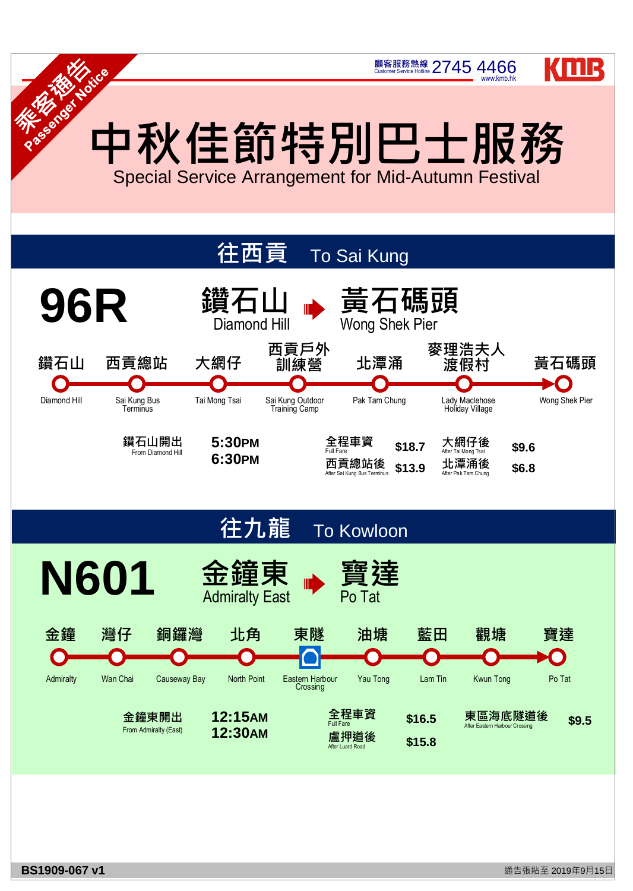乘客通告 Passenger Notice

顧客服務熱線 Customer Service Hotline 2745 4466 www.kmb.hk

KMB

# 中秋佳節特別巴士服務
## Special Service Arrangement for Mid-Autumn Festival

## 往西貢 To Sai Kung

### 96R 鑽石山 Diamond Hill ➡ 黃石碼頭 Wong Shek Pier

鑽石山 Diamond Hill → 西貢總站 Sai Kung Bus Terminus → 大網仔 Tai Mong Tsai → 西貢戶外訓練營 Sai Kung Outdoor Training Camp → 北潭涌 Pak Tam Chung → 麥理浩夫人渡假村 Lady Maclehose Holiday Village → 黃石碼頭 Wong Shek Pier

鑽石山開出 From Diamond Hill: 5:30PM, 6:30PM

| | | | |
|---|---|---|---|
| 全程車資 Full Fare | $18.7 | 大網仔後 After Tai Mong Tsai | $9.6 |
| 西貢總站後 After Sai Kung Bus Terminus | $13.9 | 北潭涌後 After Pak Tam Chung | $6.8 |

## 往九龍 To Kowloon

### N601 金鐘東 Admiralty East ➡ 寶達 Po Tat

金鐘 Admiralty → 灣仔 Wan Chai → 銅鑼灣 Causeway Bay → 北角 North Point → 東隧 Eastern Harbour Crossing → 油塘 Yau Tong → 藍田 Lam Tin → 觀塘 Kwun Tong → 寶達 Po Tat

金鐘東開出 From Admiralty (East): 12:15AM, 12:30AM

| | | | |
|---|---|---|---|
| 全程車資 Full Fare | $16.5 | 東區海底隧道後 After Eastern Harbour Crossing | $9.5 |
| 盧押道後 After Luard Road | $15.8 | | |

BS1909-067 v1

通告張貼至 2019年9月15日